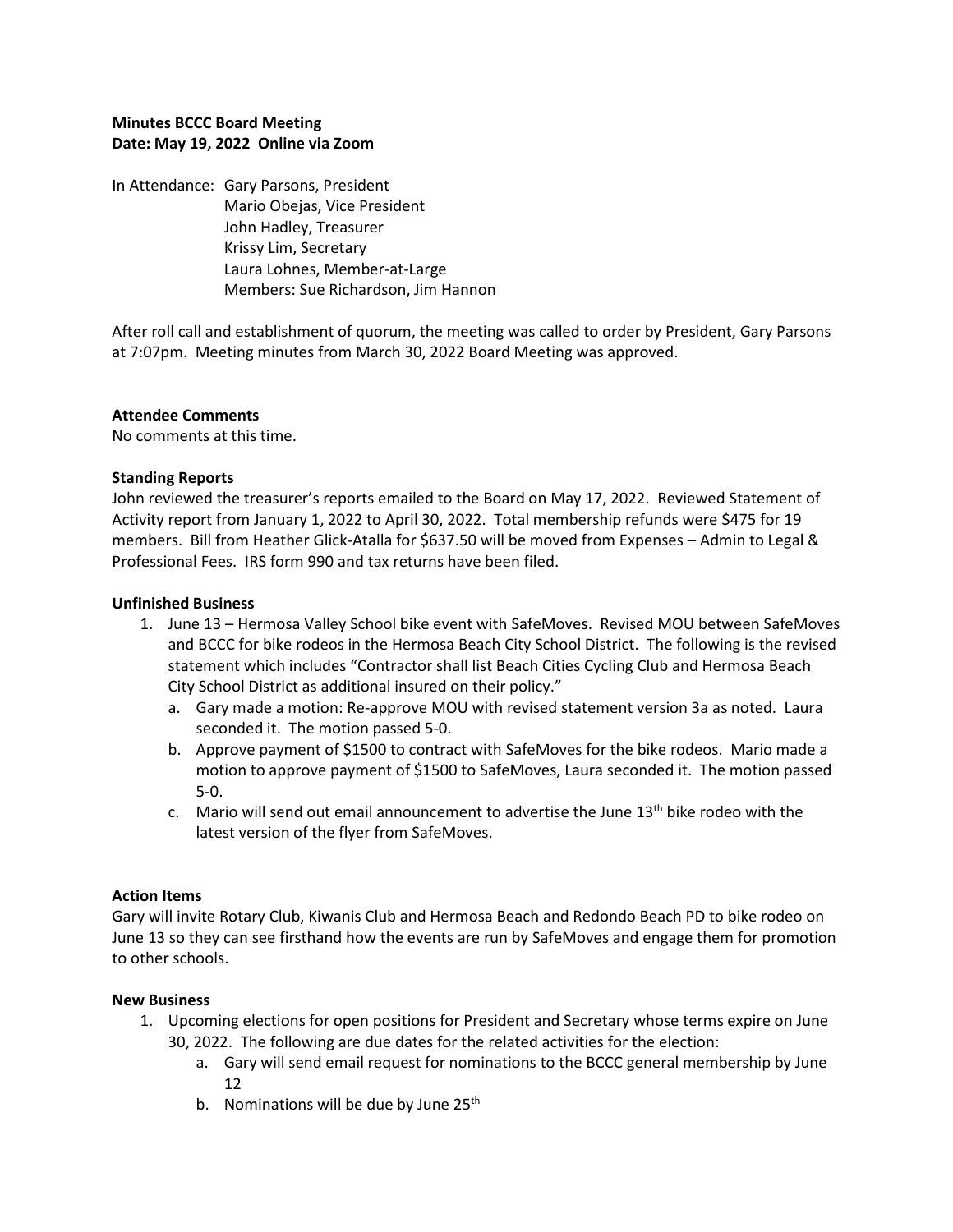**Minutes BCCC Board Meeting**
**Date: May 19, 2022 Online via Zoom**

In Attendance: Gary Parsons, President
Mario Obejas, Vice President
John Hadley, Treasurer
Krissy Lim, Secretary
Laura Lohnes, Member-at-Large
Members: Sue Richardson, Jim Hannon

After roll call and establishment of quorum, the meeting was called to order by President, Gary Parsons at 7:07pm. Meeting minutes from March 30, 2022 Board Meeting was approved.

**Attendee Comments**
No comments at this time.

**Standing Reports**
John reviewed the treasurer's reports emailed to the Board on May 17, 2022. Reviewed Statement of Activity report from January 1, 2022 to April 30, 2022. Total membership refunds were $475 for 19 members. Bill from Heather Glick-Atalla for $637.50 will be moved from Expenses – Admin to Legal & Professional Fees. IRS form 990 and tax returns have been filed.

**Unfinished Business**

1. June 13 – Hermosa Valley School bike event with SafeMoves. Revised MOU between SafeMoves and BCCC for bike rodeos in the Hermosa Beach City School District. The following is the revised statement which includes "Contractor shall list Beach Cities Cycling Club and Hermosa Beach City School District as additional insured on their policy."
   a. Gary made a motion: Re-approve MOU with revised statement version 3a as noted. Laura seconded it. The motion passed 5-0.
   b. Approve payment of $1500 to contract with SafeMoves for the bike rodeos. Mario made a motion to approve payment of $1500 to SafeMoves, Laura seconded it. The motion passed 5-0.
   c. Mario will send out email announcement to advertise the June 13th bike rodeo with the latest version of the flyer from SafeMoves.

**Action Items**
Gary will invite Rotary Club, Kiwanis Club and Hermosa Beach and Redondo Beach PD to bike rodeo on June 13 so they can see firsthand how the events are run by SafeMoves and engage them for promotion to other schools.

**New Business**

1. Upcoming elections for open positions for President and Secretary whose terms expire on June 30, 2022. The following are due dates for the related activities for the election:
   a. Gary will send email request for nominations to the BCCC general membership by June 12
   b. Nominations will be due by June 25th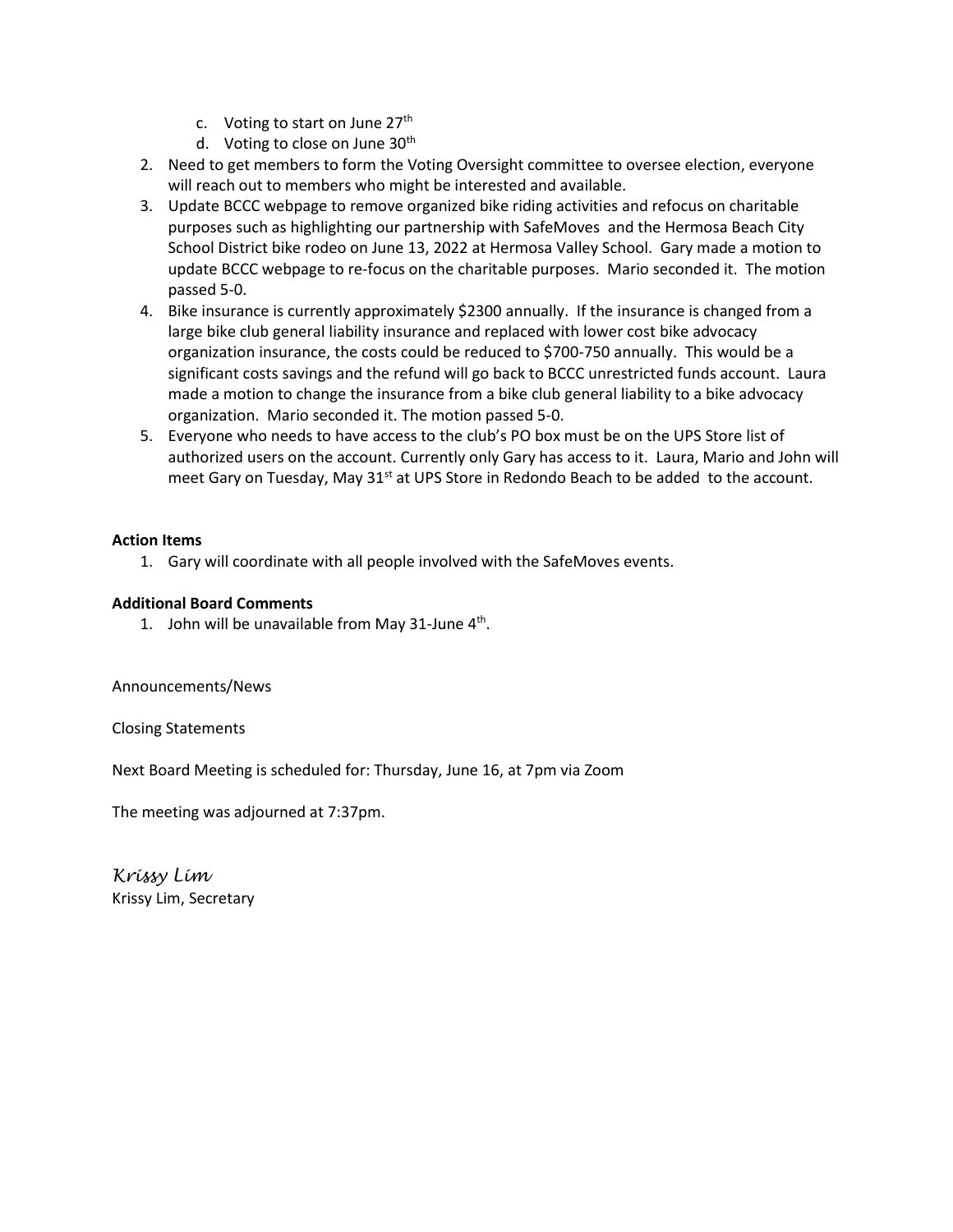c. Voting to start on June 27th
   d. Voting to close on June 30th
2. Need to get members to form the Voting Oversight committee to oversee election, everyone will reach out to members who might be interested and available.
3. Update BCCC webpage to remove organized bike riding activities and refocus on charitable purposes such as highlighting our partnership with SafeMoves and the Hermosa Beach City School District bike rodeo on June 13, 2022 at Hermosa Valley School. Gary made a motion to update BCCC webpage to re-focus on the charitable purposes. Mario seconded it. The motion passed 5-0.
4. Bike insurance is currently approximately $2300 annually. If the insurance is changed from a large bike club general liability insurance and replaced with lower cost bike advocacy organization insurance, the costs could be reduced to $700-750 annually. This would be a significant costs savings and the refund will go back to BCCC unrestricted funds account. Laura made a motion to change the insurance from a bike club general liability to a bike advocacy organization. Mario seconded it. The motion passed 5-0.
5. Everyone who needs to have access to the club's PO box must be on the UPS Store list of authorized users on the account. Currently only Gary has access to it. Laura, Mario and John will meet Gary on Tuesday, May 31st at UPS Store in Redondo Beach to be added to the account.

**Action Items**

1. Gary will coordinate with all people involved with the SafeMoves events.

**Additional Board Comments**

1. John will be unavailable from May 31-June 4th.

Announcements/News

Closing Statements

Next Board Meeting is scheduled for: Thursday, June 16, at 7pm via Zoom

The meeting was adjourned at 7:37pm.

*Krissy Lim*
Krissy Lim, Secretary